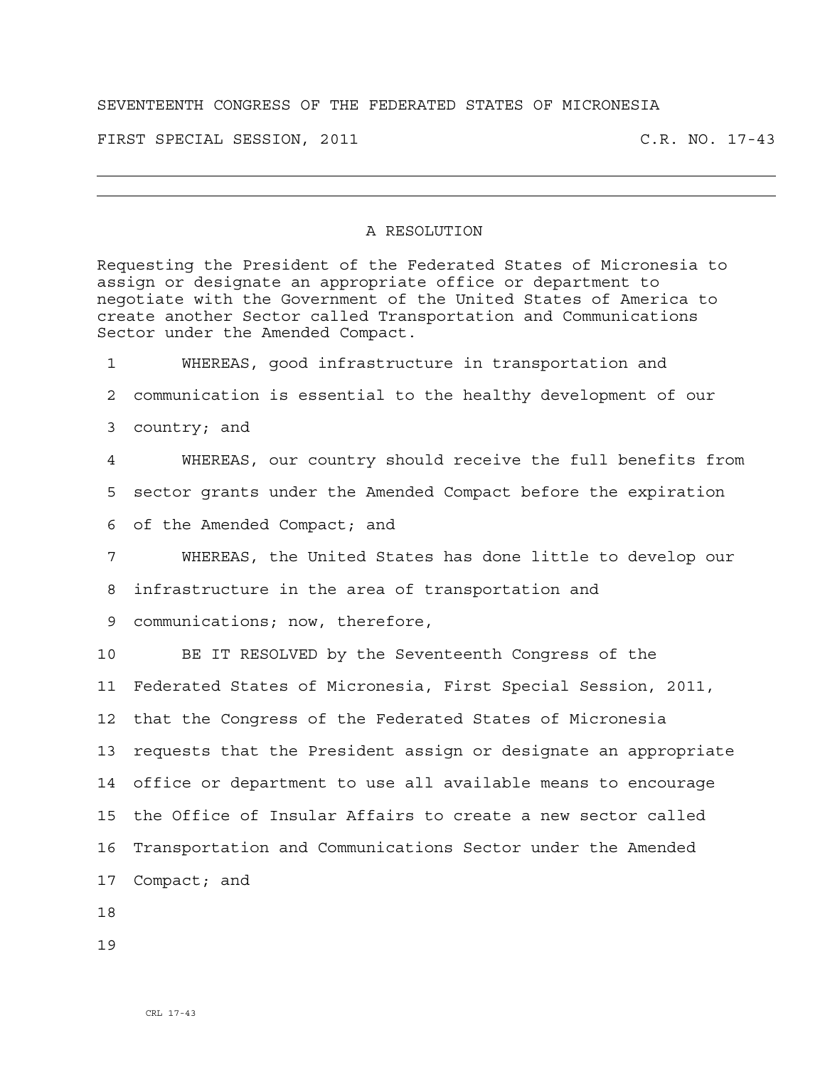SEVENTEENTH CONGRESS OF THE FEDERATED STATES OF MICRONESIA

FIRST SPECIAL SESSION, 2011 C.R. NO. 17-43

---

# A RESOLUTION

Requesting the President of the Federated States of Micronesia to assign or designate an appropriate office or department to negotiate with the Government of the United States of America to create another Sector called Transportation and Communications Sector under the Amended Compact.

WHEREAS, good infrastructure in transportation and communication is essential to the healthy development of our country; and

WHEREAS, our country should receive the full benefits from sector grants under the Amended Compact before the expiration of the Amended Compact; and

WHEREAS, the United States has done little to develop our infrastructure in the area of transportation and communications; now, therefore,

BE IT RESOLVED by the Seventeenth Congress of the Federated States of Micronesia, First Special Session, 2011, that the Congress of the Federated States of Micronesia requests that the President assign or designate an appropriate office or department to use all available means to encourage the Office of Insular Affairs to create a new sector called Transportation and Communications Sector under the Amended Compact; and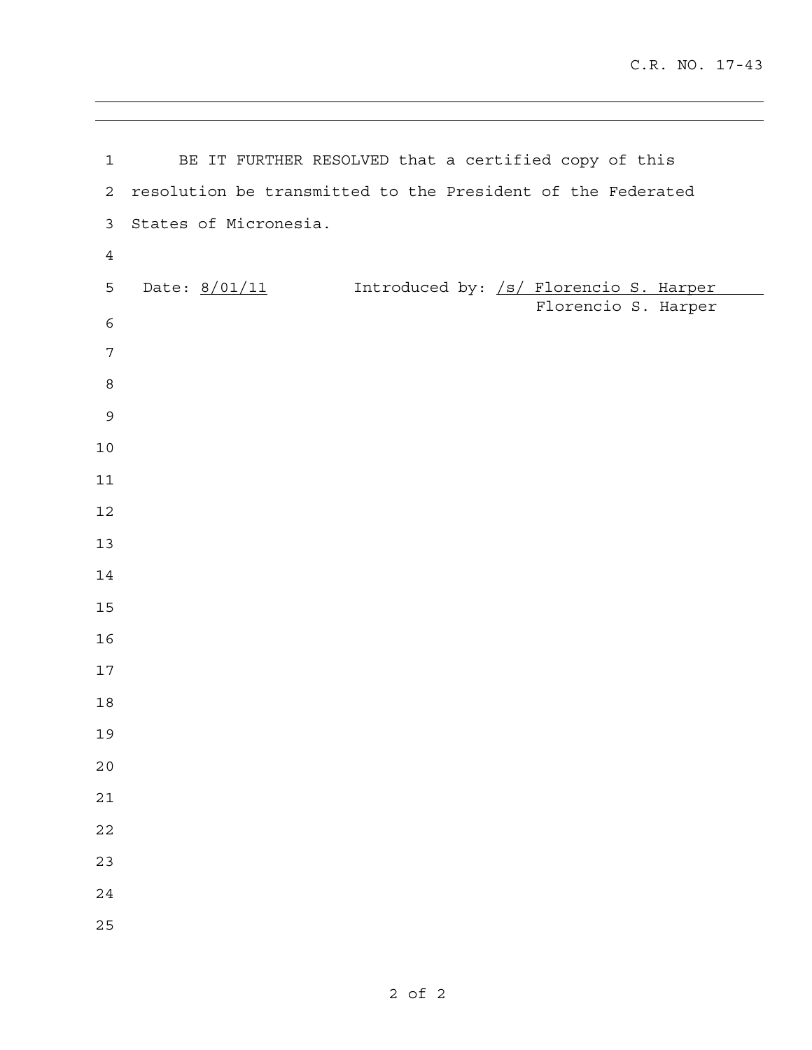BE IT FURTHER RESOLVED that a certified copy of this resolution be transmitted to the President of the Federated States of Micronesia.

Date: 8/01/11 Introduced by: /s/ Florencio S. Harper

Florencio S. Harper